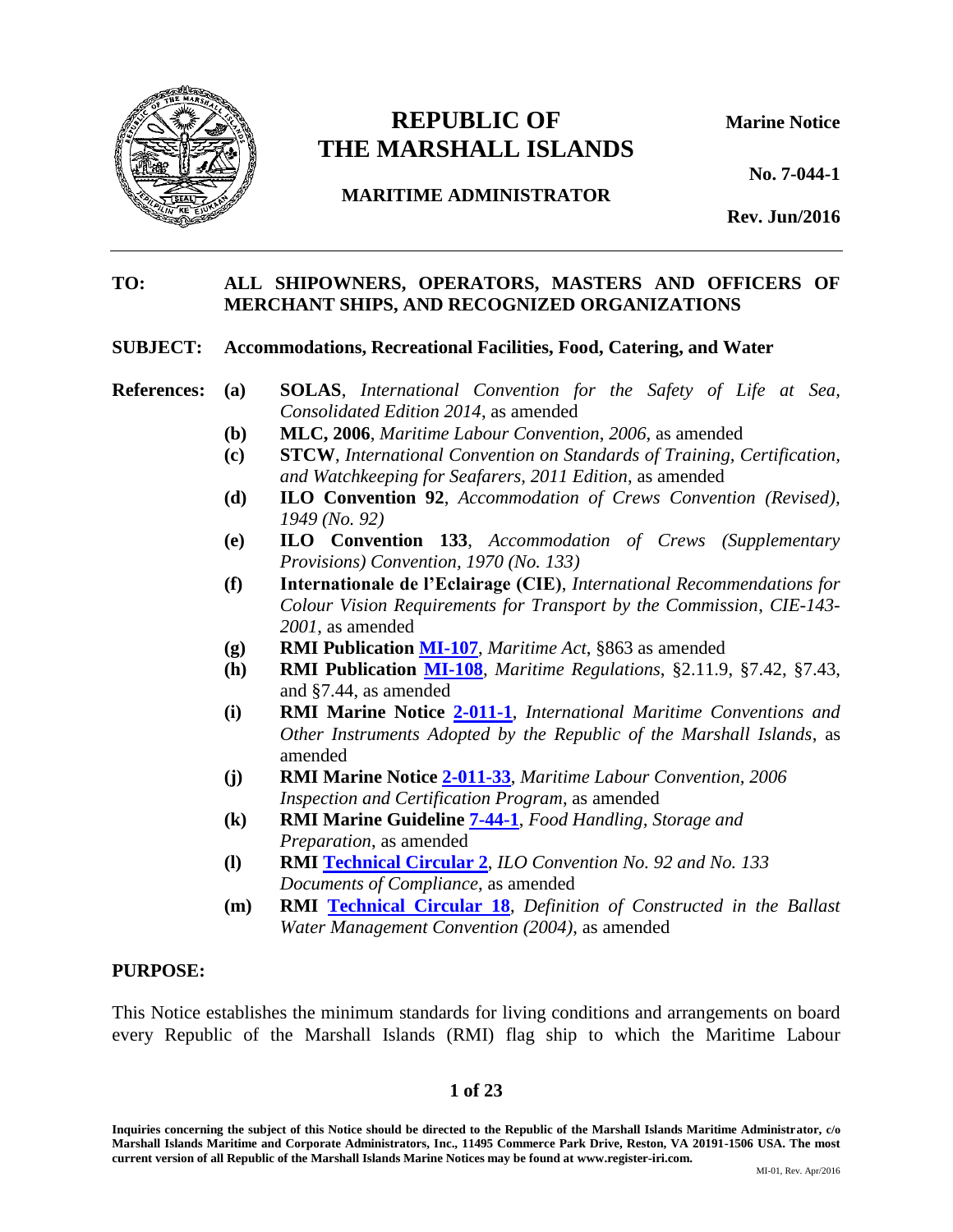# REPUBLIC OF THE MARSHALL ISLANDS

**MARITIME ADMINISTRATOR**

**Marine Notice**

**No. 7-044-1**

**Rev. Jun/2016**

---

**TO:** **ALL SHIPOWNERS, OPERATORS, MASTERS AND OFFICERS OF MERCHANT SHIPS, AND RECOGNIZED ORGANIZATIONS**

**SUBJECT:** **Accommodations, Recreational Facilities, Food, Catering, and Water**

**References:**

- **(a)** **SOLAS**, *International Convention for the Safety of Life at Sea, Consolidated Edition 2014*, as amended
- **(b)** **MLC, 2006**, *Maritime Labour Convention, 2006*, as amended
- **(c)** **STCW**, *International Convention on Standards of Training, Certification, and Watchkeeping for Seafarers, 2011 Edition*, as amended
- **(d)** **ILO Convention 92**, *Accommodation of Crews Convention (Revised), 1949 (No. 92)*
- **(e)** **ILO Convention 133**, *Accommodation of Crews (Supplementary Provisions) Convention, 1970 (No. 133)*
- **(f)** **Internationale de l'Eclairage (CIE)**, *International Recommendations for Colour Vision Requirements for Transport by the Commission, CIE-143-2001*, as amended
- **(g)** **RMI Publication MI-107**, *Maritime Act*, §863 as amended
- **(h)** **RMI Publication MI-108**, *Maritime Regulations*, §2.11.9, §7.42, §7.43, and §7.44, as amended
- **(i)** **RMI Marine Notice 2-011-1**, *International Maritime Conventions and Other Instruments Adopted by the Republic of the Marshall Islands*, as amended
- **(j)** **RMI Marine Notice 2-011-33**, *Maritime Labour Convention, 2006 Inspection and Certification Program*, as amended
- **(k)** **RMI Marine Guideline 7-44-1**, *Food Handling, Storage and Preparation*, as amended
- **(l)** **RMI Technical Circular 2**, *ILO Convention No. 92 and No. 133 Documents of Compliance*, as amended
- **(m)** **RMI Technical Circular 18**, *Definition of Constructed in the Ballast Water Management Convention (2004)*, as amended

## PURPOSE:

This Notice establishes the minimum standards for living conditions and arrangements on board every Republic of the Marshall Islands (RMI) flag ship to which the Maritime Labour

Inquiries concerning the subject of this Notice should be directed to the Republic of the Marshall Islands Maritime Administrator, c/o Marshall Islands Maritime and Corporate Administrators, Inc., 11495 Commerce Park Drive, Reston, VA 20191-1506 USA. The most current version of all Republic of the Marshall Islands Marine Notices may be found at www.register-iri.com.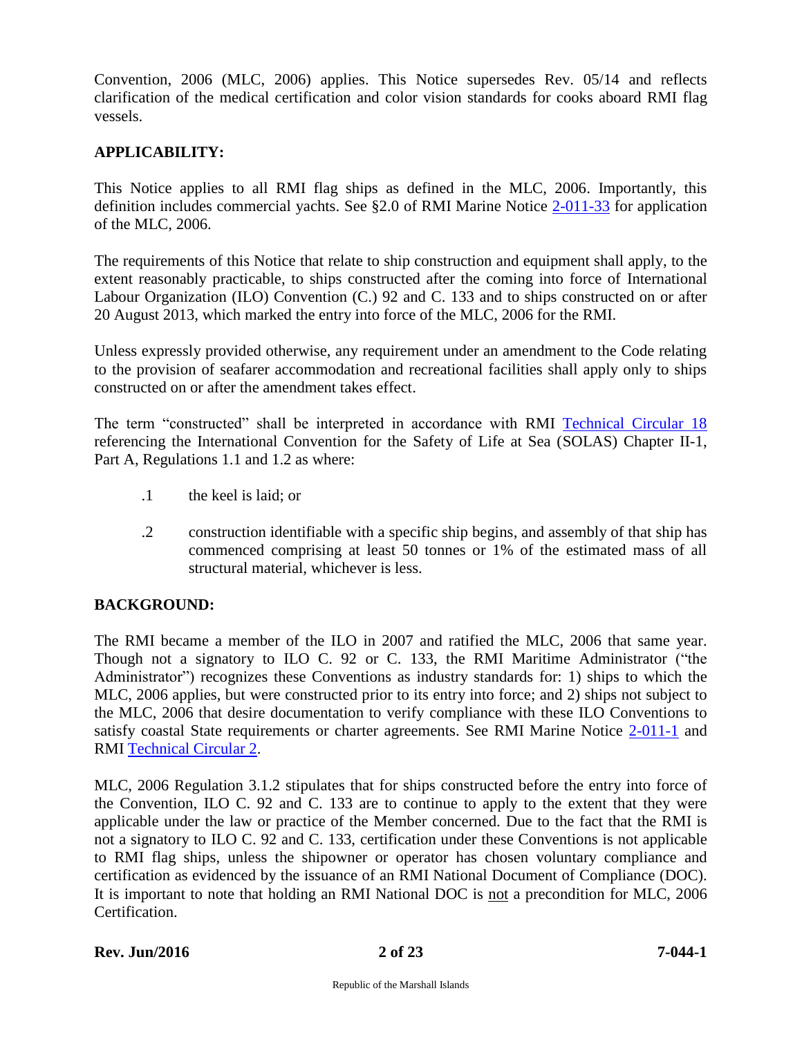Convention, 2006 (MLC, 2006) applies. This Notice supersedes Rev. 05/14 and reflects clarification of the medical certification and color vision standards for cooks aboard RMI flag vessels.

## APPLICABILITY:

This Notice applies to all RMI flag ships as defined in the MLC, 2006. Importantly, this definition includes commercial yachts. See §2.0 of RMI Marine Notice [2-011-33](2-011-33) for application of the MLC, 2006.

The requirements of this Notice that relate to ship construction and equipment shall apply, to the extent reasonably practicable, to ships constructed after the coming into force of International Labour Organization (ILO) Convention (C.) 92 and C. 133 and to ships constructed on or after 20 August 2013, which marked the entry into force of the MLC, 2006 for the RMI.

Unless expressly provided otherwise, any requirement under an amendment to the Code relating to the provision of seafarer accommodation and recreational facilities shall apply only to ships constructed on or after the amendment takes effect.

The term "constructed" shall be interpreted in accordance with RMI Technical Circular 18 referencing the International Convention for the Safety of Life at Sea (SOLAS) Chapter II-1, Part A, Regulations 1.1 and 1.2 as where:

.1 the keel is laid; or

.2 construction identifiable with a specific ship begins, and assembly of that ship has commenced comprising at least 50 tonnes or 1% of the estimated mass of all structural material, whichever is less.

## BACKGROUND:

The RMI became a member of the ILO in 2007 and ratified the MLC, 2006 that same year. Though not a signatory to ILO C. 92 or C. 133, the RMI Maritime Administrator ("the Administrator") recognizes these Conventions as industry standards for: 1) ships to which the MLC, 2006 applies, but were constructed prior to its entry into force; and 2) ships not subject to the MLC, 2006 that desire documentation to verify compliance with these ILO Conventions to satisfy coastal State requirements or charter agreements. See RMI Marine Notice 2-011-1 and RMI Technical Circular 2.

MLC, 2006 Regulation 3.1.2 stipulates that for ships constructed before the entry into force of the Convention, ILO C. 92 and C. 133 are to continue to apply to the extent that they were applicable under the law or practice of the Member concerned. Due to the fact that the RMI is not a signatory to ILO C. 92 and C. 133, certification under these Conventions is not applicable to RMI flag ships, unless the shipowner or operator has chosen voluntary compliance and certification as evidenced by the issuance of an RMI National Document of Compliance (DOC). It is important to note that holding an RMI National DOC is not a precondition for MLC, 2006 Certification.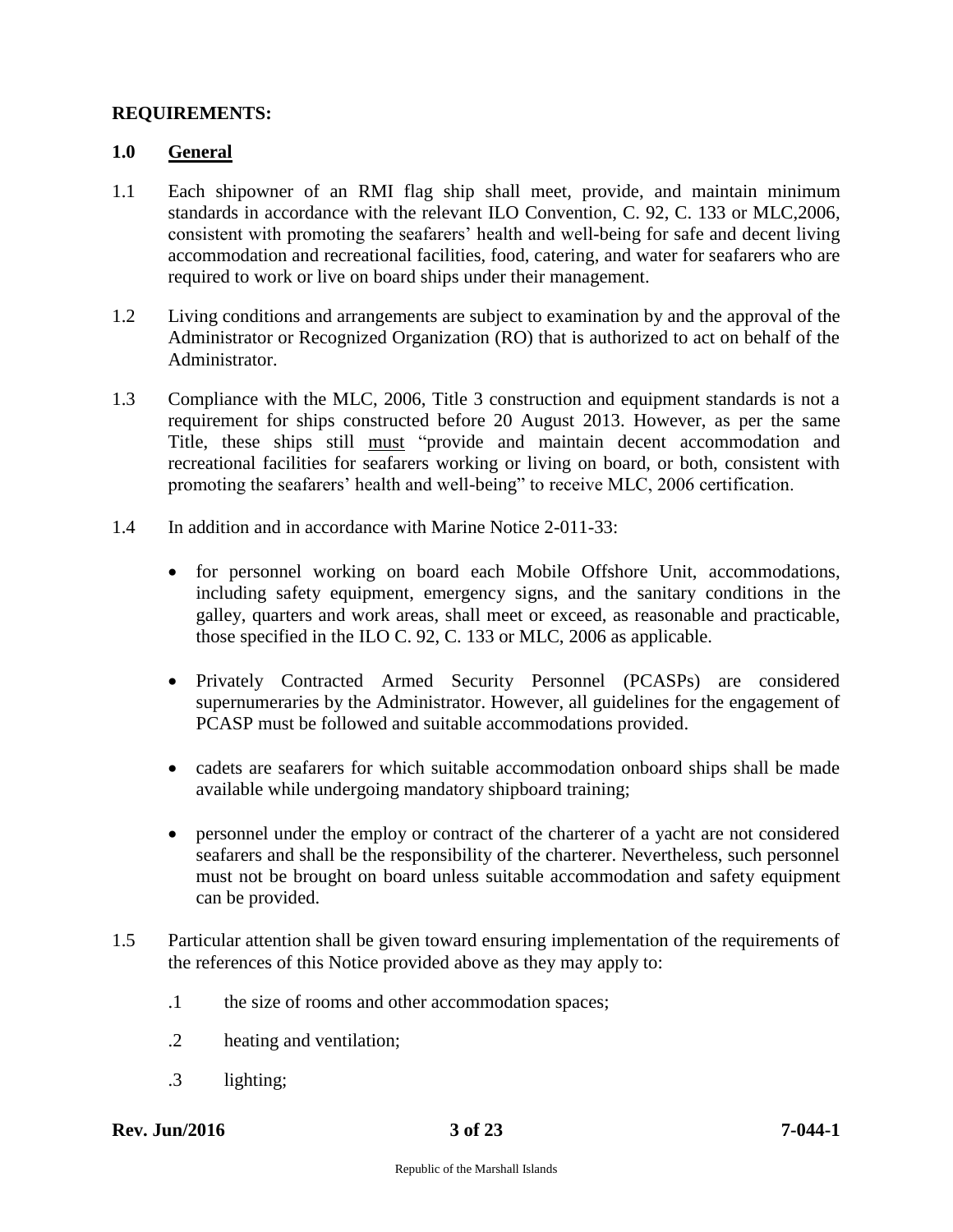**REQUIREMENTS:**

**1.0 General**

1.1 Each shipowner of an RMI flag ship shall meet, provide, and maintain minimum standards in accordance with the relevant ILO Convention, C. 92, C. 133 or MLC,2006, consistent with promoting the seafarers' health and well-being for safe and decent living accommodation and recreational facilities, food, catering, and water for seafarers who are required to work or live on board ships under their management.

1.2 Living conditions and arrangements are subject to examination by and the approval of the Administrator or Recognized Organization (RO) that is authorized to act on behalf of the Administrator.

1.3 Compliance with the MLC, 2006, Title 3 construction and equipment standards is not a requirement for ships constructed before 20 August 2013. However, as per the same Title, these ships still must "provide and maintain decent accommodation and recreational facilities for seafarers working or living on board, or both, consistent with promoting the seafarers' health and well-being" to receive MLC, 2006 certification.

1.4 In addition and in accordance with Marine Notice 2-011-33:

- for personnel working on board each Mobile Offshore Unit, accommodations, including safety equipment, emergency signs, and the sanitary conditions in the galley, quarters and work areas, shall meet or exceed, as reasonable and practicable, those specified in the ILO C. 92, C. 133 or MLC, 2006 as applicable.
- Privately Contracted Armed Security Personnel (PCASPs) are considered supernumeraries by the Administrator. However, all guidelines for the engagement of PCASP must be followed and suitable accommodations provided.
- cadets are seafarers for which suitable accommodation onboard ships shall be made available while undergoing mandatory shipboard training;
- personnel under the employ or contract of the charterer of a yacht are not considered seafarers and shall be the responsibility of the charterer. Nevertheless, such personnel must not be brought on board unless suitable accommodation and safety equipment can be provided.

1.5 Particular attention shall be given toward ensuring implementation of the requirements of the references of this Notice provided above as they may apply to:

.1 the size of rooms and other accommodation spaces;

.2 heating and ventilation;

.3 lighting;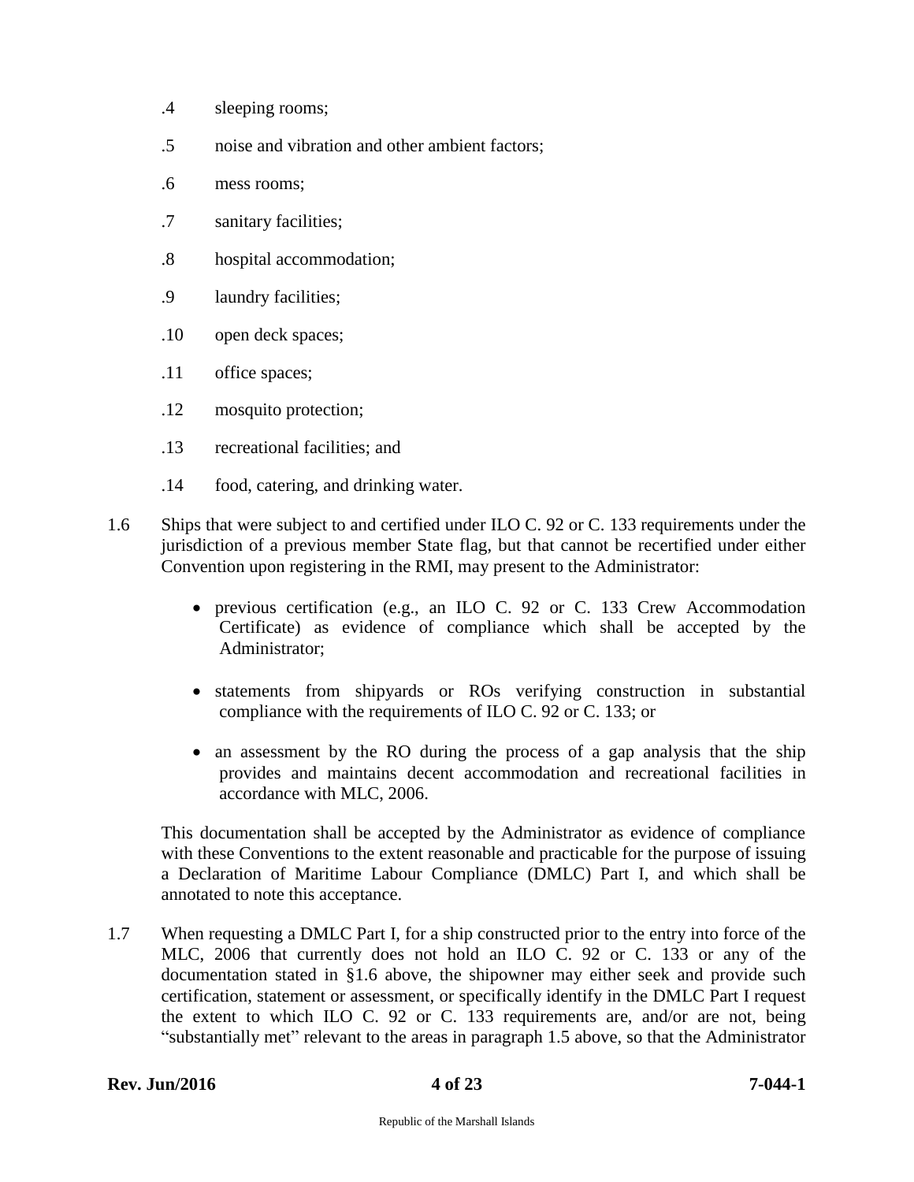.4 sleeping rooms;

.5 noise and vibration and other ambient factors;

.6 mess rooms;

.7 sanitary facilities;

.8 hospital accommodation;

.9 laundry facilities;

.10 open deck spaces;

.11 office spaces;

.12 mosquito protection;

.13 recreational facilities; and

.14 food, catering, and drinking water.

1.6 Ships that were subject to and certified under ILO C. 92 or C. 133 requirements under the jurisdiction of a previous member State flag, but that cannot be recertified under either Convention upon registering in the RMI, may present to the Administrator:

- previous certification (e.g., an ILO C. 92 or C. 133 Crew Accommodation Certificate) as evidence of compliance which shall be accepted by the Administrator;
- statements from shipyards or ROs verifying construction in substantial compliance with the requirements of ILO C. 92 or C. 133; or
- an assessment by the RO during the process of a gap analysis that the ship provides and maintains decent accommodation and recreational facilities in accordance with MLC, 2006.

This documentation shall be accepted by the Administrator as evidence of compliance with these Conventions to the extent reasonable and practicable for the purpose of issuing a Declaration of Maritime Labour Compliance (DMLC) Part I, and which shall be annotated to note this acceptance.

1.7 When requesting a DMLC Part I, for a ship constructed prior to the entry into force of the MLC, 2006 that currently does not hold an ILO C. 92 or C. 133 or any of the documentation stated in §1.6 above, the shipowner may either seek and provide such certification, statement or assessment, or specifically identify in the DMLC Part I request the extent to which ILO C. 92 or C. 133 requirements are, and/or are not, being "substantially met" relevant to the areas in paragraph 1.5 above, so that the Administrator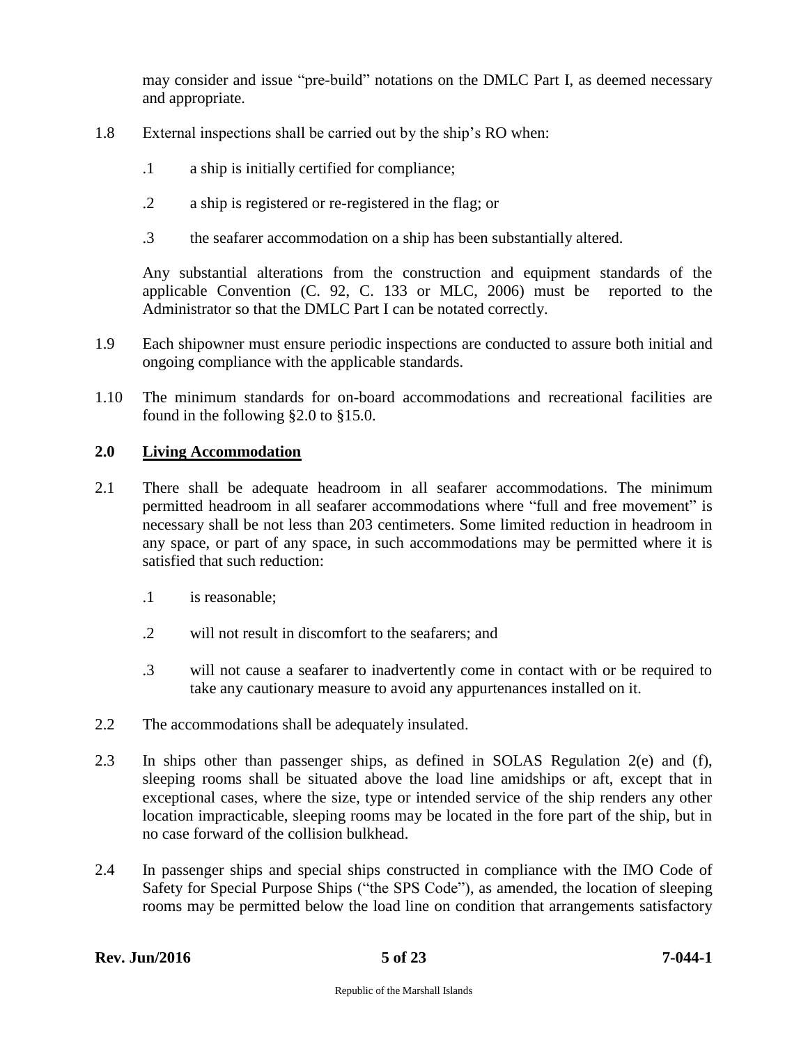may consider and issue "pre-build" notations on the DMLC Part I, as deemed necessary and appropriate.

1.8 External inspections shall be carried out by the ship's RO when:

.1 a ship is initially certified for compliance;

.2 a ship is registered or re-registered in the flag; or

.3 the seafarer accommodation on a ship has been substantially altered.

Any substantial alterations from the construction and equipment standards of the applicable Convention (C. 92, C. 133 or MLC, 2006) must be reported to the Administrator so that the DMLC Part I can be notated correctly.

1.9 Each shipowner must ensure periodic inspections are conducted to assure both initial and ongoing compliance with the applicable standards.

1.10 The minimum standards for on-board accommodations and recreational facilities are found in the following §2.0 to §15.0.

## 2.0 Living Accommodation

2.1 There shall be adequate headroom in all seafarer accommodations. The minimum permitted headroom in all seafarer accommodations where "full and free movement" is necessary shall be not less than 203 centimeters. Some limited reduction in headroom in any space, or part of any space, in such accommodations may be permitted where it is satisfied that such reduction:

.1 is reasonable;

.2 will not result in discomfort to the seafarers; and

.3 will not cause a seafarer to inadvertently come in contact with or be required to take any cautionary measure to avoid any appurtenances installed on it.

2.2 The accommodations shall be adequately insulated.

2.3 In ships other than passenger ships, as defined in SOLAS Regulation 2(e) and (f), sleeping rooms shall be situated above the load line amidships or aft, except that in exceptional cases, where the size, type or intended service of the ship renders any other location impracticable, sleeping rooms may be located in the fore part of the ship, but in no case forward of the collision bulkhead.

2.4 In passenger ships and special ships constructed in compliance with the IMO Code of Safety for Special Purpose Ships ("the SPS Code"), as amended, the location of sleeping rooms may be permitted below the load line on condition that arrangements satisfactory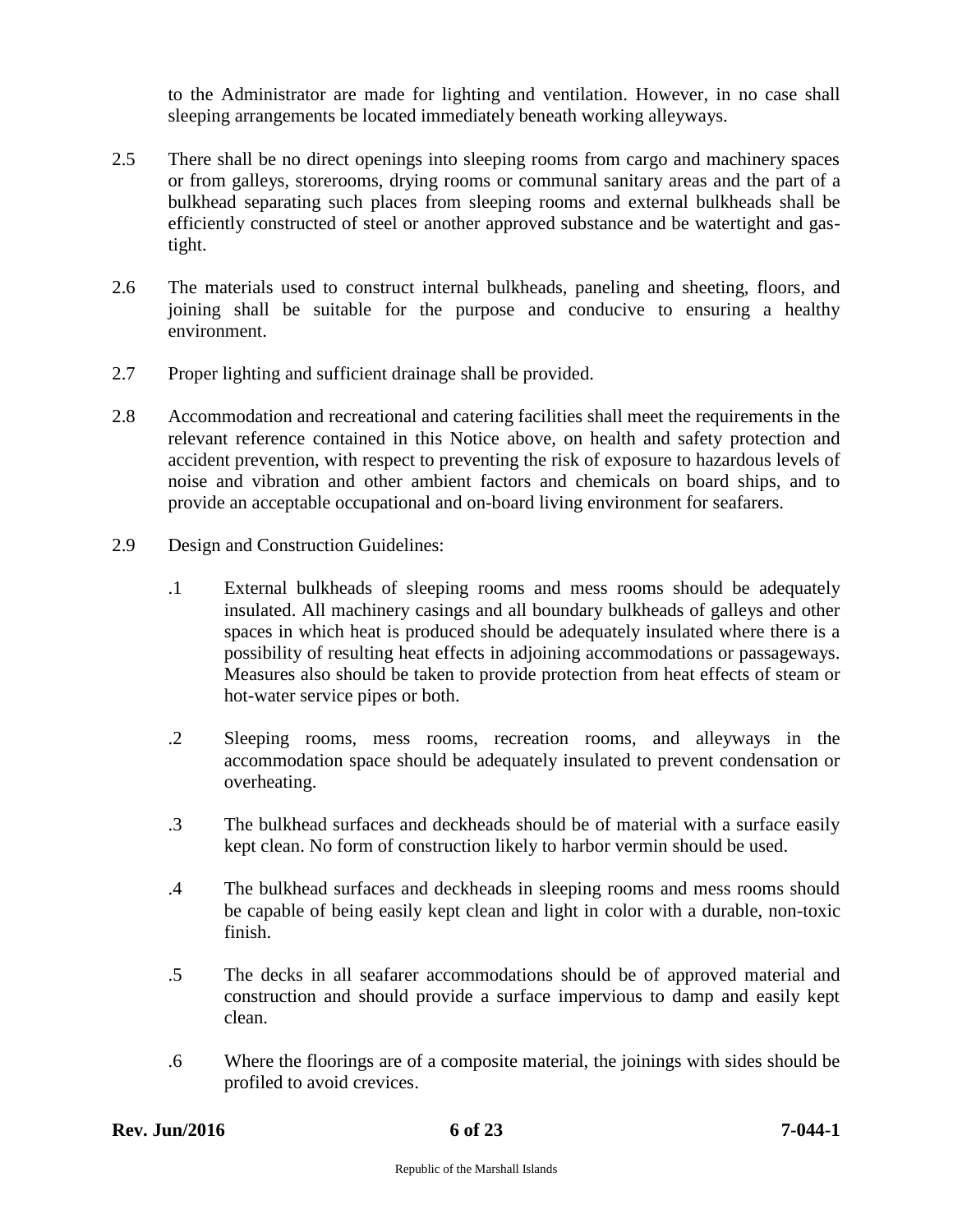to the Administrator are made for lighting and ventilation. However, in no case shall sleeping arrangements be located immediately beneath working alleyways.

2.5 There shall be no direct openings into sleeping rooms from cargo and machinery spaces or from galleys, storerooms, drying rooms or communal sanitary areas and the part of a bulkhead separating such places from sleeping rooms and external bulkheads shall be efficiently constructed of steel or another approved substance and be watertight and gas-tight.

2.6 The materials used to construct internal bulkheads, paneling and sheeting, floors, and joining shall be suitable for the purpose and conducive to ensuring a healthy environment.

2.7 Proper lighting and sufficient drainage shall be provided.

2.8 Accommodation and recreational and catering facilities shall meet the requirements in the relevant reference contained in this Notice above, on health and safety protection and accident prevention, with respect to preventing the risk of exposure to hazardous levels of noise and vibration and other ambient factors and chemicals on board ships, and to provide an acceptable occupational and on-board living environment for seafarers.

2.9 Design and Construction Guidelines:

.1 External bulkheads of sleeping rooms and mess rooms should be adequately insulated. All machinery casings and all boundary bulkheads of galleys and other spaces in which heat is produced should be adequately insulated where there is a possibility of resulting heat effects in adjoining accommodations or passageways. Measures also should be taken to provide protection from heat effects of steam or hot-water service pipes or both.

.2 Sleeping rooms, mess rooms, recreation rooms, and alleyways in the accommodation space should be adequately insulated to prevent condensation or overheating.

.3 The bulkhead surfaces and deckheads should be of material with a surface easily kept clean. No form of construction likely to harbor vermin should be used.

.4 The bulkhead surfaces and deckheads in sleeping rooms and mess rooms should be capable of being easily kept clean and light in color with a durable, non-toxic finish.

.5 The decks in all seafarer accommodations should be of approved material and construction and should provide a surface impervious to damp and easily kept clean.

.6 Where the floorings are of a composite material, the joinings with sides should be profiled to avoid crevices.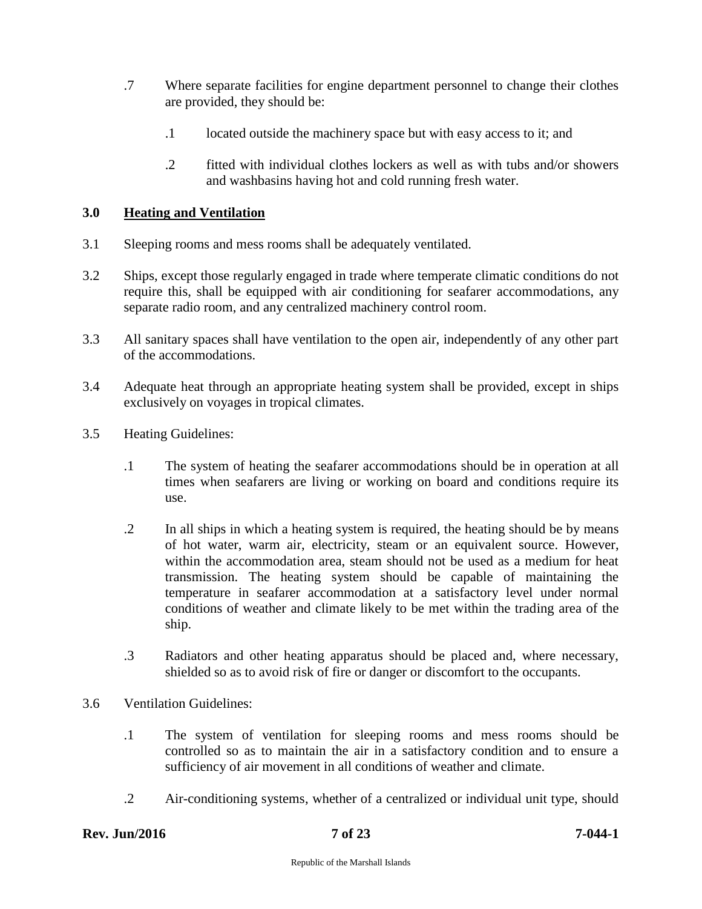.7 Where separate facilities for engine department personnel to change their clothes are provided, they should be:

 .1 located outside the machinery space but with easy access to it; and

 .2 fitted with individual clothes lockers as well as with tubs and/or showers and washbasins having hot and cold running fresh water.

## 3.0 Heating and Ventilation

3.1 Sleeping rooms and mess rooms shall be adequately ventilated.

3.2 Ships, except those regularly engaged in trade where temperate climatic conditions do not require this, shall be equipped with air conditioning for seafarer accommodations, any separate radio room, and any centralized machinery control room.

3.3 All sanitary spaces shall have ventilation to the open air, independently of any other part of the accommodations.

3.4 Adequate heat through an appropriate heating system shall be provided, except in ships exclusively on voyages in tropical climates.

3.5 Heating Guidelines:

 .1 The system of heating the seafarer accommodations should be in operation at all times when seafarers are living or working on board and conditions require its use.

 .2 In all ships in which a heating system is required, the heating should be by means of hot water, warm air, electricity, steam or an equivalent source. However, within the accommodation area, steam should not be used as a medium for heat transmission. The heating system should be capable of maintaining the temperature in seafarer accommodation at a satisfactory level under normal conditions of weather and climate likely to be met within the trading area of the ship.

 .3 Radiators and other heating apparatus should be placed and, where necessary, shielded so as to avoid risk of fire or danger or discomfort to the occupants.

3.6 Ventilation Guidelines:

 .1 The system of ventilation for sleeping rooms and mess rooms should be controlled so as to maintain the air in a satisfactory condition and to ensure a sufficiency of air movement in all conditions of weather and climate.

 .2 Air-conditioning systems, whether of a centralized or individual unit type, should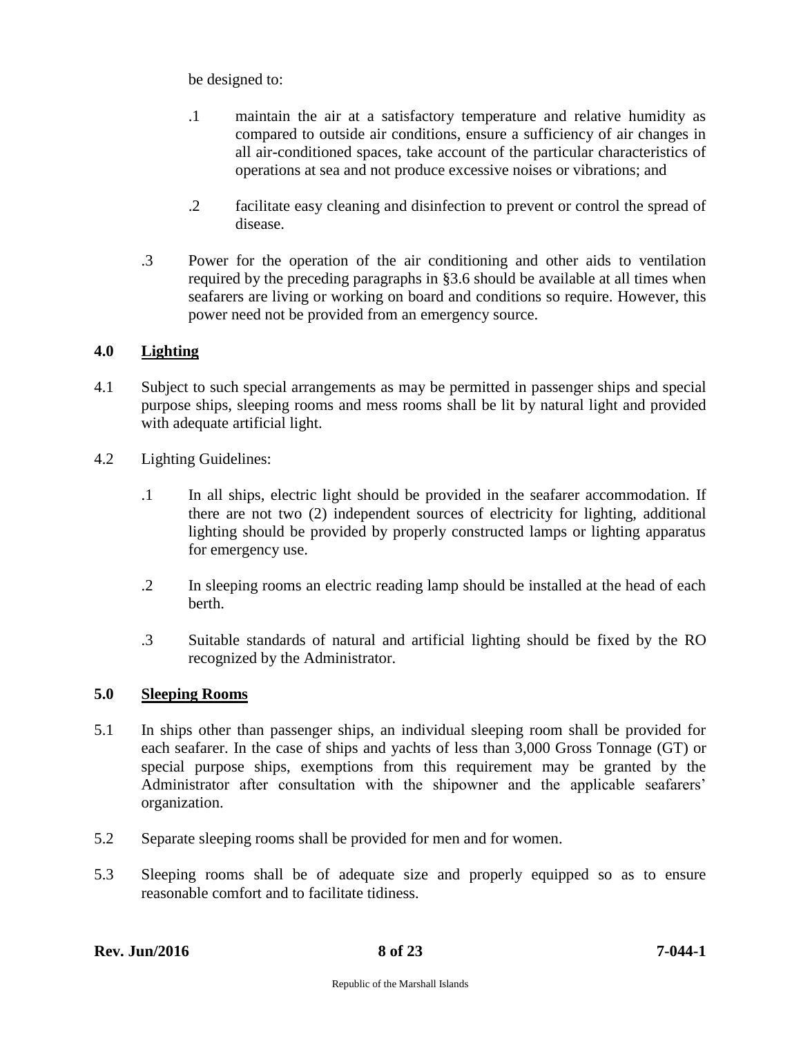be designed to:

.1 maintain the air at a satisfactory temperature and relative humidity as compared to outside air conditions, ensure a sufficiency of air changes in all air-conditioned spaces, take account of the particular characteristics of operations at sea and not produce excessive noises or vibrations; and

.2 facilitate easy cleaning and disinfection to prevent or control the spread of disease.

.3 Power for the operation of the air conditioning and other aids to ventilation required by the preceding paragraphs in §3.6 should be available at all times when seafarers are living or working on board and conditions so require. However, this power need not be provided from an emergency source.

## 4.0 Lighting

4.1 Subject to such special arrangements as may be permitted in passenger ships and special purpose ships, sleeping rooms and mess rooms shall be lit by natural light and provided with adequate artificial light.

4.2 Lighting Guidelines:

.1 In all ships, electric light should be provided in the seafarer accommodation. If there are not two (2) independent sources of electricity for lighting, additional lighting should be provided by properly constructed lamps or lighting apparatus for emergency use.

.2 In sleeping rooms an electric reading lamp should be installed at the head of each berth.

.3 Suitable standards of natural and artificial lighting should be fixed by the RO recognized by the Administrator.

## 5.0 Sleeping Rooms

5.1 In ships other than passenger ships, an individual sleeping room shall be provided for each seafarer. In the case of ships and yachts of less than 3,000 Gross Tonnage (GT) or special purpose ships, exemptions from this requirement may be granted by the Administrator after consultation with the shipowner and the applicable seafarers' organization.

5.2 Separate sleeping rooms shall be provided for men and for women.

5.3 Sleeping rooms shall be of adequate size and properly equipped so as to ensure reasonable comfort and to facilitate tidiness.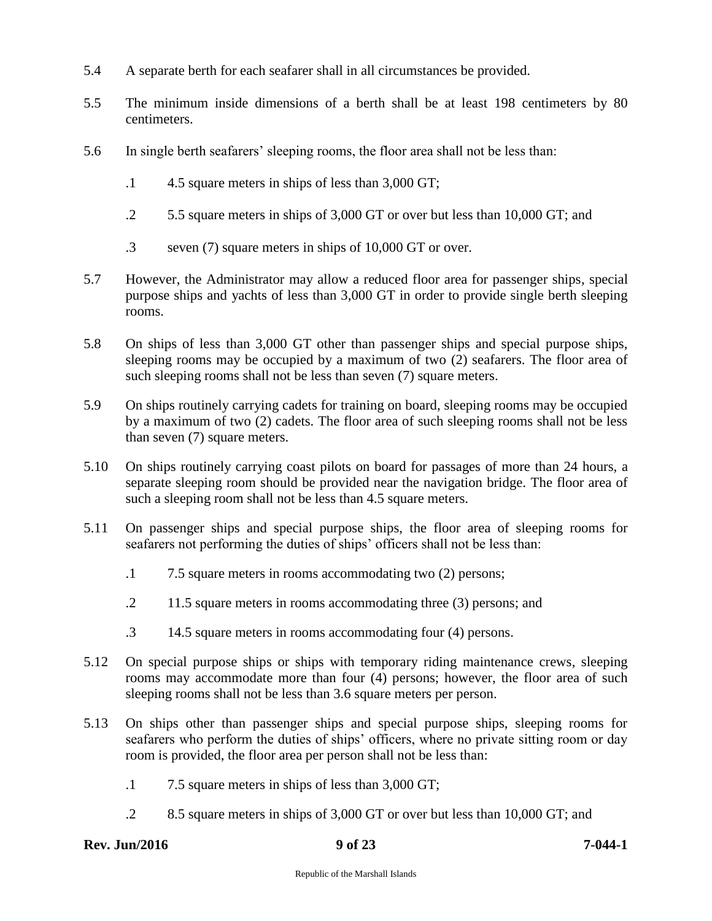5.4 A separate berth for each seafarer shall in all circumstances be provided.

5.5 The minimum inside dimensions of a berth shall be at least 198 centimeters by 80 centimeters.

5.6 In single berth seafarers' sleeping rooms, the floor area shall not be less than:

- .1 4.5 square meters in ships of less than 3,000 GT;
- .2 5.5 square meters in ships of 3,000 GT or over but less than 10,000 GT; and
- .3 seven (7) square meters in ships of 10,000 GT or over.

5.7 However, the Administrator may allow a reduced floor area for passenger ships, special purpose ships and yachts of less than 3,000 GT in order to provide single berth sleeping rooms.

5.8 On ships of less than 3,000 GT other than passenger ships and special purpose ships, sleeping rooms may be occupied by a maximum of two (2) seafarers. The floor area of such sleeping rooms shall not be less than seven (7) square meters.

5.9 On ships routinely carrying cadets for training on board, sleeping rooms may be occupied by a maximum of two (2) cadets. The floor area of such sleeping rooms shall not be less than seven (7) square meters.

5.10 On ships routinely carrying coast pilots on board for passages of more than 24 hours, a separate sleeping room should be provided near the navigation bridge. The floor area of such a sleeping room shall not be less than 4.5 square meters.

5.11 On passenger ships and special purpose ships, the floor area of sleeping rooms for seafarers not performing the duties of ships' officers shall not be less than:

- .1 7.5 square meters in rooms accommodating two (2) persons;
- .2 11.5 square meters in rooms accommodating three (3) persons; and
- .3 14.5 square meters in rooms accommodating four (4) persons.

5.12 On special purpose ships or ships with temporary riding maintenance crews, sleeping rooms may accommodate more than four (4) persons; however, the floor area of such sleeping rooms shall not be less than 3.6 square meters per person.

5.13 On ships other than passenger ships and special purpose ships, sleeping rooms for seafarers who perform the duties of ships' officers, where no private sitting room or day room is provided, the floor area per person shall not be less than:

- .1 7.5 square meters in ships of less than 3,000 GT;
- .2 8.5 square meters in ships of 3,000 GT or over but less than 10,000 GT; and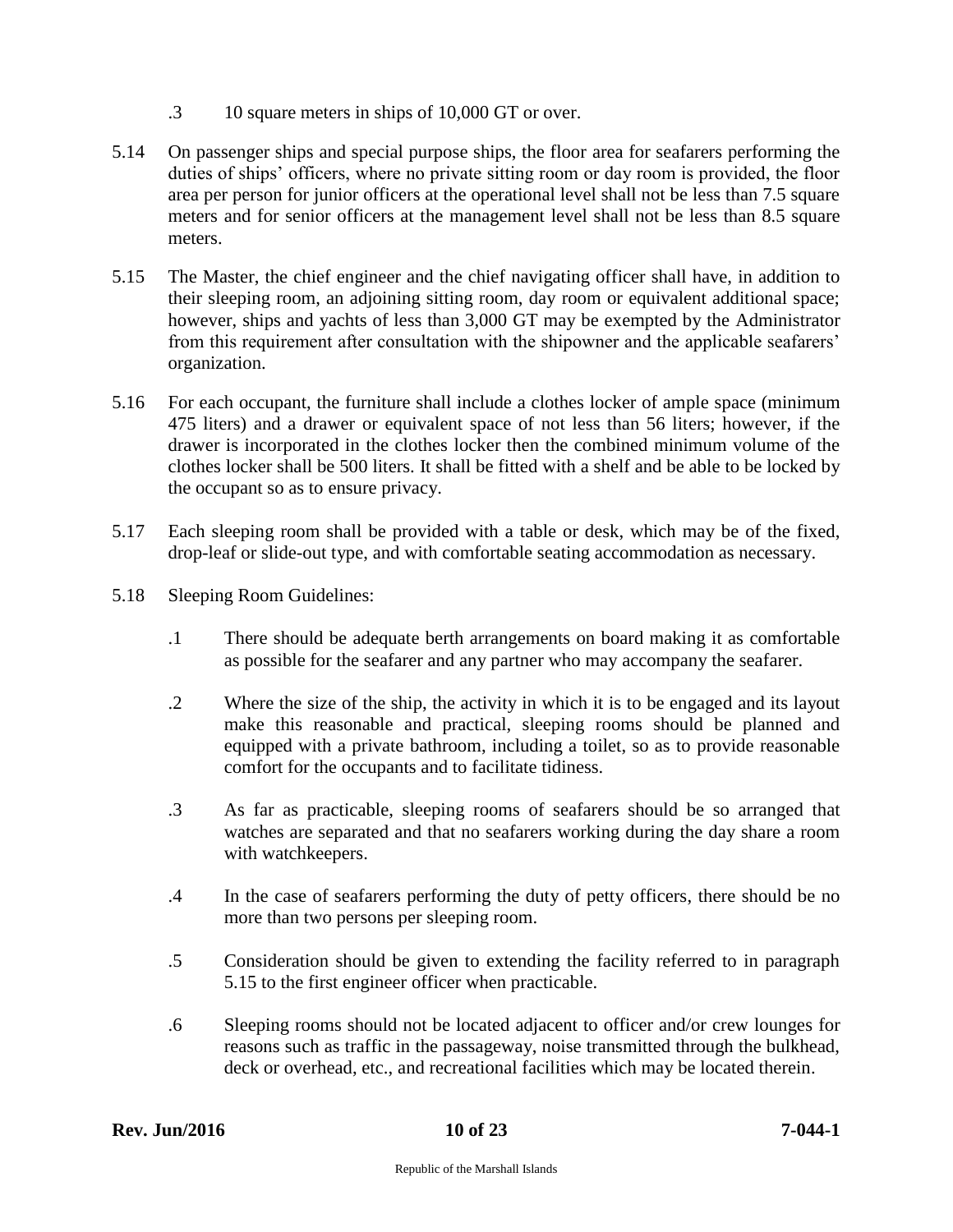.3 10 square meters in ships of 10,000 GT or over.

5.14 On passenger ships and special purpose ships, the floor area for seafarers performing the duties of ships' officers, where no private sitting room or day room is provided, the floor area per person for junior officers at the operational level shall not be less than 7.5 square meters and for senior officers at the management level shall not be less than 8.5 square meters.

5.15 The Master, the chief engineer and the chief navigating officer shall have, in addition to their sleeping room, an adjoining sitting room, day room or equivalent additional space; however, ships and yachts of less than 3,000 GT may be exempted by the Administrator from this requirement after consultation with the shipowner and the applicable seafarers' organization.

5.16 For each occupant, the furniture shall include a clothes locker of ample space (minimum 475 liters) and a drawer or equivalent space of not less than 56 liters; however, if the drawer is incorporated in the clothes locker then the combined minimum volume of the clothes locker shall be 500 liters. It shall be fitted with a shelf and be able to be locked by the occupant so as to ensure privacy.

5.17 Each sleeping room shall be provided with a table or desk, which may be of the fixed, drop-leaf or slide-out type, and with comfortable seating accommodation as necessary.

5.18 Sleeping Room Guidelines:

.1 There should be adequate berth arrangements on board making it as comfortable as possible for the seafarer and any partner who may accompany the seafarer.

.2 Where the size of the ship, the activity in which it is to be engaged and its layout make this reasonable and practical, sleeping rooms should be planned and equipped with a private bathroom, including a toilet, so as to provide reasonable comfort for the occupants and to facilitate tidiness.

.3 As far as practicable, sleeping rooms of seafarers should be so arranged that watches are separated and that no seafarers working during the day share a room with watchkeepers.

.4 In the case of seafarers performing the duty of petty officers, there should be no more than two persons per sleeping room.

.5 Consideration should be given to extending the facility referred to in paragraph 5.15 to the first engineer officer when practicable.

.6 Sleeping rooms should not be located adjacent to officer and/or crew lounges for reasons such as traffic in the passageway, noise transmitted through the bulkhead, deck or overhead, etc., and recreational facilities which may be located therein.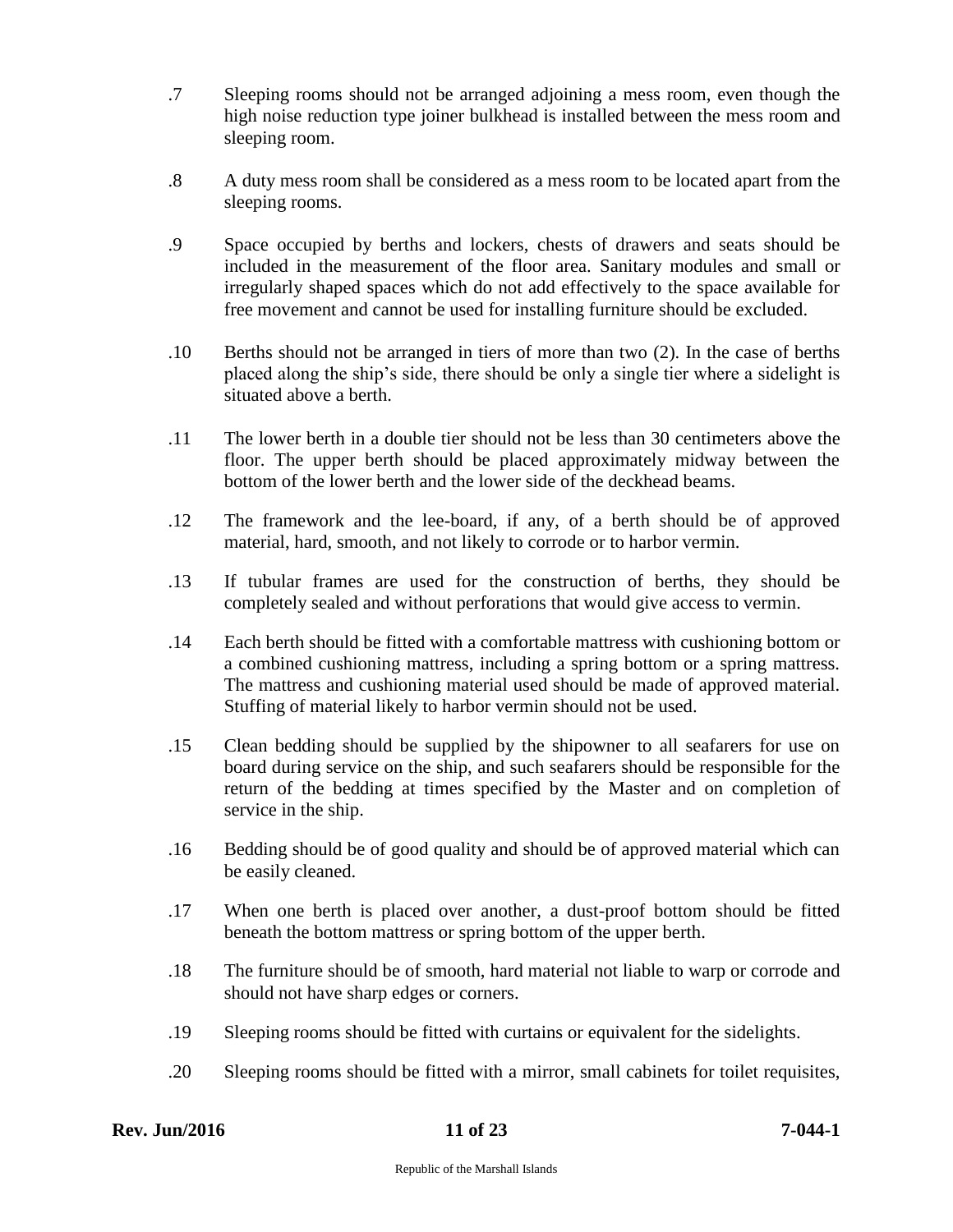.7 Sleeping rooms should not be arranged adjoining a mess room, even though the high noise reduction type joiner bulkhead is installed between the mess room and sleeping room.

.8 A duty mess room shall be considered as a mess room to be located apart from the sleeping rooms.

.9 Space occupied by berths and lockers, chests of drawers and seats should be included in the measurement of the floor area. Sanitary modules and small or irregularly shaped spaces which do not add effectively to the space available for free movement and cannot be used for installing furniture should be excluded.

.10 Berths should not be arranged in tiers of more than two (2). In the case of berths placed along the ship's side, there should be only a single tier where a sidelight is situated above a berth.

.11 The lower berth in a double tier should not be less than 30 centimeters above the floor. The upper berth should be placed approximately midway between the bottom of the lower berth and the lower side of the deckhead beams.

.12 The framework and the lee-board, if any, of a berth should be of approved material, hard, smooth, and not likely to corrode or to harbor vermin.

.13 If tubular frames are used for the construction of berths, they should be completely sealed and without perforations that would give access to vermin.

.14 Each berth should be fitted with a comfortable mattress with cushioning bottom or a combined cushioning mattress, including a spring bottom or a spring mattress. The mattress and cushioning material used should be made of approved material. Stuffing of material likely to harbor vermin should not be used.

.15 Clean bedding should be supplied by the shipowner to all seafarers for use on board during service on the ship, and such seafarers should be responsible for the return of the bedding at times specified by the Master and on completion of service in the ship.

.16 Bedding should be of good quality and should be of approved material which can be easily cleaned.

.17 When one berth is placed over another, a dust-proof bottom should be fitted beneath the bottom mattress or spring bottom of the upper berth.

.18 The furniture should be of smooth, hard material not liable to warp or corrode and should not have sharp edges or corners.

.19 Sleeping rooms should be fitted with curtains or equivalent for the sidelights.

.20 Sleeping rooms should be fitted with a mirror, small cabinets for toilet requisites,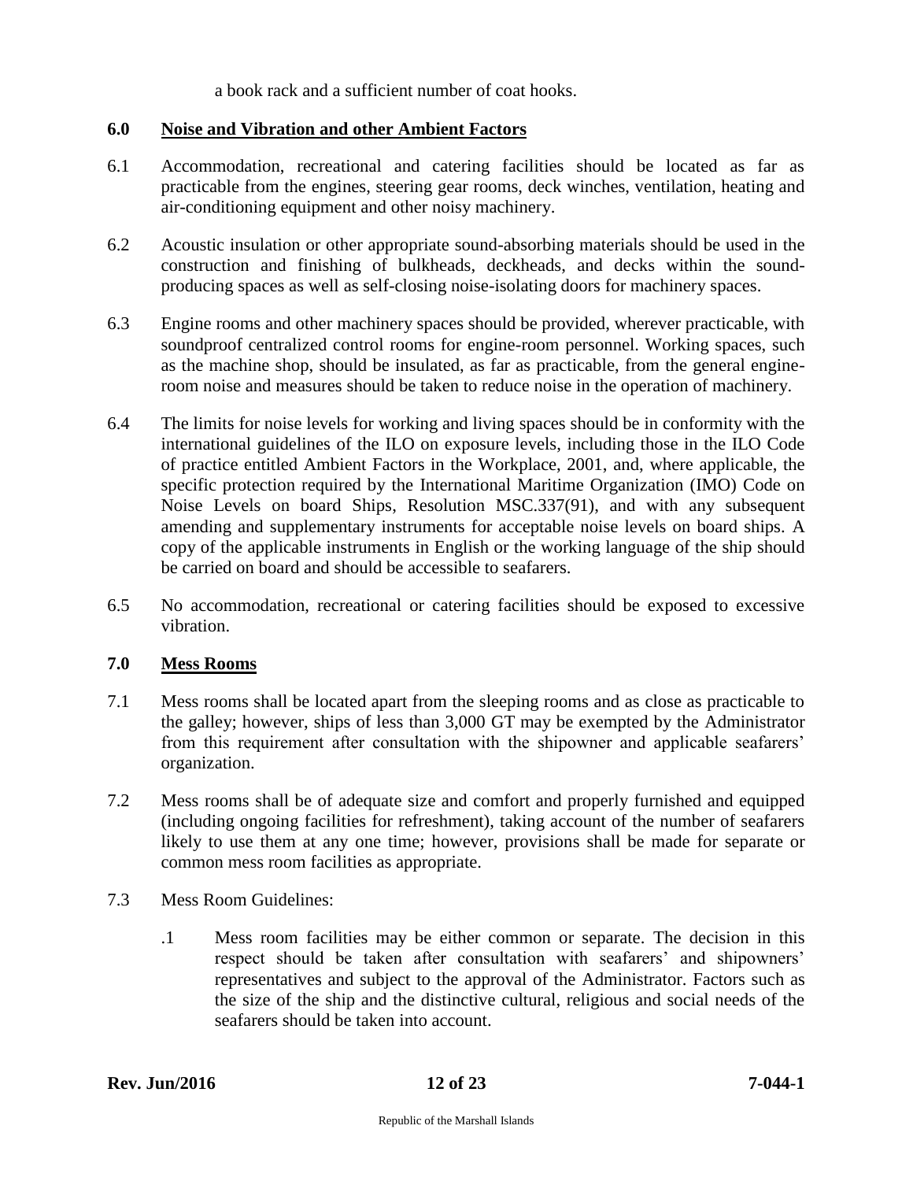a book rack and a sufficient number of coat hooks.

## 6.0 Noise and Vibration and other Ambient Factors

6.1 Accommodation, recreational and catering facilities should be located as far as practicable from the engines, steering gear rooms, deck winches, ventilation, heating and air-conditioning equipment and other noisy machinery.

6.2 Acoustic insulation or other appropriate sound-absorbing materials should be used in the construction and finishing of bulkheads, deckheads, and decks within the sound-producing spaces as well as self-closing noise-isolating doors for machinery spaces.

6.3 Engine rooms and other machinery spaces should be provided, wherever practicable, with soundproof centralized control rooms for engine-room personnel. Working spaces, such as the machine shop, should be insulated, as far as practicable, from the general engine-room noise and measures should be taken to reduce noise in the operation of machinery.

6.4 The limits for noise levels for working and living spaces should be in conformity with the international guidelines of the ILO on exposure levels, including those in the ILO Code of practice entitled Ambient Factors in the Workplace, 2001, and, where applicable, the specific protection required by the International Maritime Organization (IMO) Code on Noise Levels on board Ships, Resolution MSC.337(91), and with any subsequent amending and supplementary instruments for acceptable noise levels on board ships. A copy of the applicable instruments in English or the working language of the ship should be carried on board and should be accessible to seafarers.

6.5 No accommodation, recreational or catering facilities should be exposed to excessive vibration.

## 7.0 Mess Rooms

7.1 Mess rooms shall be located apart from the sleeping rooms and as close as practicable to the galley; however, ships of less than 3,000 GT may be exempted by the Administrator from this requirement after consultation with the shipowner and applicable seafarers' organization.

7.2 Mess rooms shall be of adequate size and comfort and properly furnished and equipped (including ongoing facilities for refreshment), taking account of the number of seafarers likely to use them at any one time; however, provisions shall be made for separate or common mess room facilities as appropriate.

7.3 Mess Room Guidelines:

.1 Mess room facilities may be either common or separate. The decision in this respect should be taken after consultation with seafarers' and shipowners' representatives and subject to the approval of the Administrator. Factors such as the size of the ship and the distinctive cultural, religious and social needs of the seafarers should be taken into account.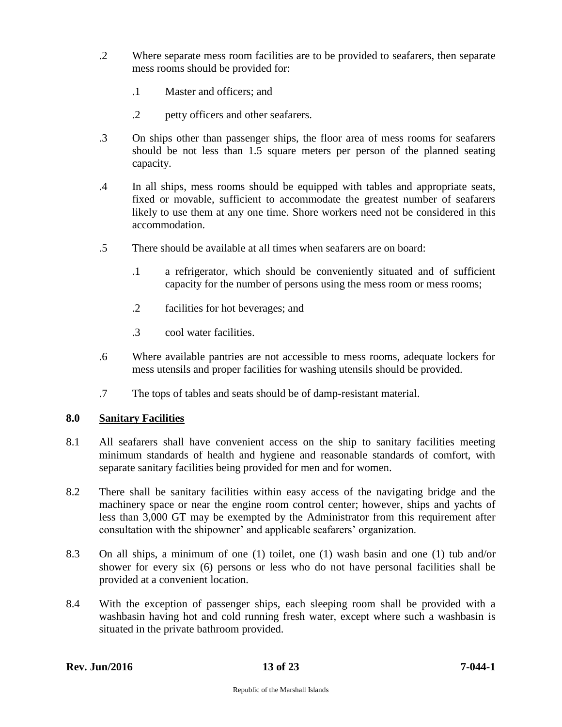.2 Where separate mess room facilities are to be provided to seafarers, then separate mess rooms should be provided for:

  .1 Master and officers; and

  .2 petty officers and other seafarers.

.3 On ships other than passenger ships, the floor area of mess rooms for seafarers should be not less than 1.5 square meters per person of the planned seating capacity.

.4 In all ships, mess rooms should be equipped with tables and appropriate seats, fixed or movable, sufficient to accommodate the greatest number of seafarers likely to use them at any one time. Shore workers need not be considered in this accommodation.

.5 There should be available at all times when seafarers are on board:

  .1 a refrigerator, which should be conveniently situated and of sufficient capacity for the number of persons using the mess room or mess rooms;

  .2 facilities for hot beverages; and

  .3 cool water facilities.

.6 Where available pantries are not accessible to mess rooms, adequate lockers for mess utensils and proper facilities for washing utensils should be provided.

.7 The tops of tables and seats should be of damp-resistant material.

## 8.0 Sanitary Facilities

8.1 All seafarers shall have convenient access on the ship to sanitary facilities meeting minimum standards of health and hygiene and reasonable standards of comfort, with separate sanitary facilities being provided for men and for women.

8.2 There shall be sanitary facilities within easy access of the navigating bridge and the machinery space or near the engine room control center; however, ships and yachts of less than 3,000 GT may be exempted by the Administrator from this requirement after consultation with the shipowner' and applicable seafarers' organization.

8.3 On all ships, a minimum of one (1) toilet, one (1) wash basin and one (1) tub and/or shower for every six (6) persons or less who do not have personal facilities shall be provided at a convenient location.

8.4 With the exception of passenger ships, each sleeping room shall be provided with a washbasin having hot and cold running fresh water, except where such a washbasin is situated in the private bathroom provided.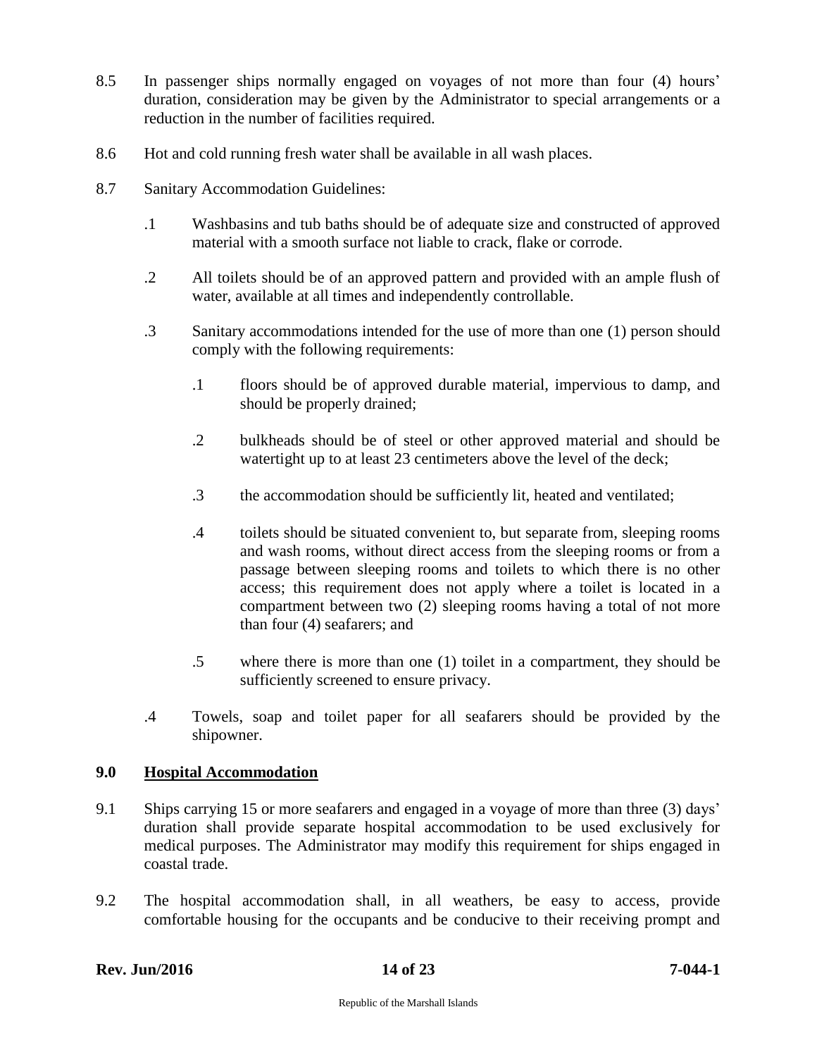8.5 In passenger ships normally engaged on voyages of not more than four (4) hours' duration, consideration may be given by the Administrator to special arrangements or a reduction in the number of facilities required.

8.6 Hot and cold running fresh water shall be available in all wash places.

8.7 Sanitary Accommodation Guidelines:

.1 Washbasins and tub baths should be of adequate size and constructed of approved material with a smooth surface not liable to crack, flake or corrode.

.2 All toilets should be of an approved pattern and provided with an ample flush of water, available at all times and independently controllable.

.3 Sanitary accommodations intended for the use of more than one (1) person should comply with the following requirements:

.1 floors should be of approved durable material, impervious to damp, and should be properly drained;

.2 bulkheads should be of steel or other approved material and should be watertight up to at least 23 centimeters above the level of the deck;

.3 the accommodation should be sufficiently lit, heated and ventilated;

.4 toilets should be situated convenient to, but separate from, sleeping rooms and wash rooms, without direct access from the sleeping rooms or from a passage between sleeping rooms and toilets to which there is no other access; this requirement does not apply where a toilet is located in a compartment between two (2) sleeping rooms having a total of not more than four (4) seafarers; and

.5 where there is more than one (1) toilet in a compartment, they should be sufficiently screened to ensure privacy.

.4 Towels, soap and toilet paper for all seafarers should be provided by the shipowner.

## 9.0 Hospital Accommodation

9.1 Ships carrying 15 or more seafarers and engaged in a voyage of more than three (3) days' duration shall provide separate hospital accommodation to be used exclusively for medical purposes. The Administrator may modify this requirement for ships engaged in coastal trade.

9.2 The hospital accommodation shall, in all weathers, be easy to access, provide comfortable housing for the occupants and be conducive to their receiving prompt and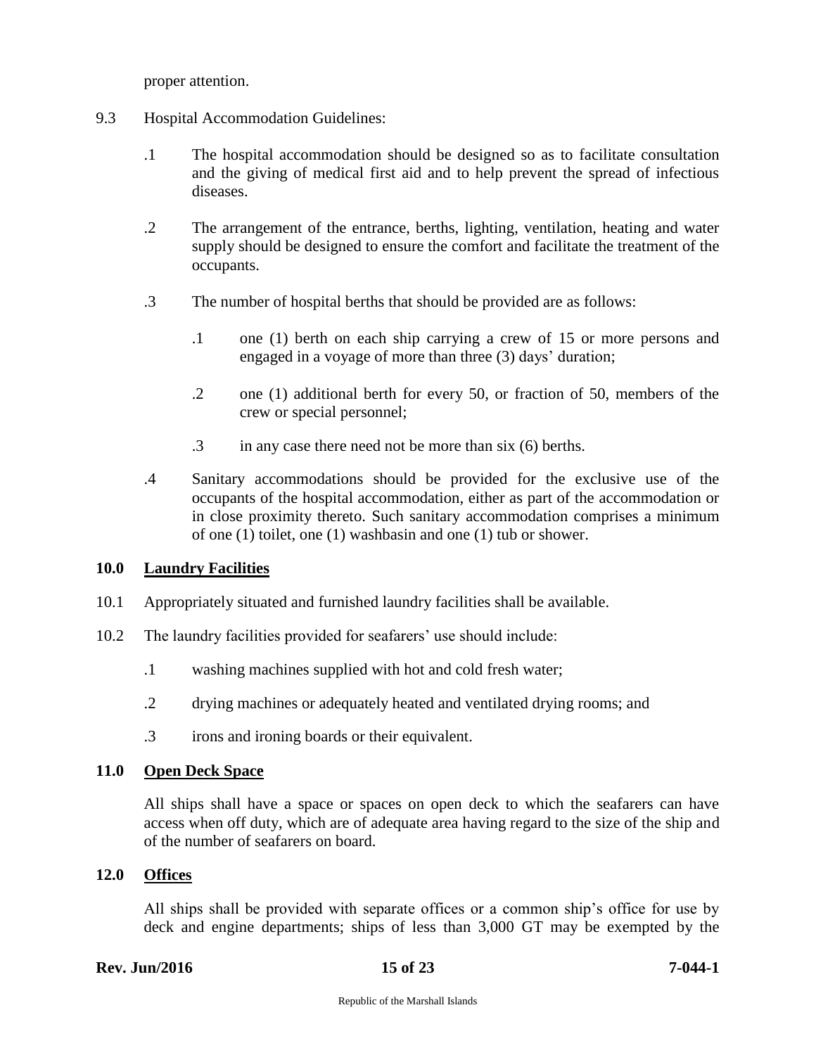proper attention.

9.3 Hospital Accommodation Guidelines:

.1 The hospital accommodation should be designed so as to facilitate consultation and the giving of medical first aid and to help prevent the spread of infectious diseases.

.2 The arrangement of the entrance, berths, lighting, ventilation, heating and water supply should be designed to ensure the comfort and facilitate the treatment of the occupants.

.3 The number of hospital berths that should be provided are as follows:

.1 one (1) berth on each ship carrying a crew of 15 or more persons and engaged in a voyage of more than three (3) days' duration;

.2 one (1) additional berth for every 50, or fraction of 50, members of the crew or special personnel;

.3 in any case there need not be more than six (6) berths.

.4 Sanitary accommodations should be provided for the exclusive use of the occupants of the hospital accommodation, either as part of the accommodation or in close proximity thereto. Such sanitary accommodation comprises a minimum of one (1) toilet, one (1) washbasin and one (1) tub or shower.

## 10.0 Laundry Facilities

10.1 Appropriately situated and furnished laundry facilities shall be available.

10.2 The laundry facilities provided for seafarers' use should include:

.1 washing machines supplied with hot and cold fresh water;

.2 drying machines or adequately heated and ventilated drying rooms; and

.3 irons and ironing boards or their equivalent.

## 11.0 Open Deck Space

All ships shall have a space or spaces on open deck to which the seafarers can have access when off duty, which are of adequate area having regard to the size of the ship and of the number of seafarers on board.

## 12.0 Offices

All ships shall be provided with separate offices or a common ship's office for use by deck and engine departments; ships of less than 3,000 GT may be exempted by the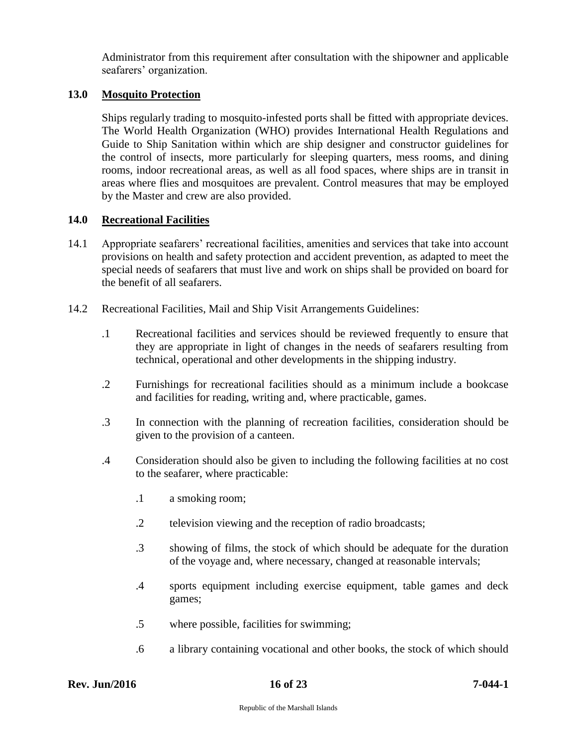Administrator from this requirement after consultation with the shipowner and applicable seafarers' organization.

## 13.0 Mosquito Protection

Ships regularly trading to mosquito-infested ports shall be fitted with appropriate devices. The World Health Organization (WHO) provides International Health Regulations and Guide to Ship Sanitation within which are ship designer and constructor guidelines for the control of insects, more particularly for sleeping quarters, mess rooms, and dining rooms, indoor recreational areas, as well as all food spaces, where ships are in transit in areas where flies and mosquitoes are prevalent. Control measures that may be employed by the Master and crew are also provided.

## 14.0 Recreational Facilities

14.1 Appropriate seafarers' recreational facilities, amenities and services that take into account provisions on health and safety protection and accident prevention, as adapted to meet the special needs of seafarers that must live and work on ships shall be provided on board for the benefit of all seafarers.

14.2 Recreational Facilities, Mail and Ship Visit Arrangements Guidelines:

.1 Recreational facilities and services should be reviewed frequently to ensure that they are appropriate in light of changes in the needs of seafarers resulting from technical, operational and other developments in the shipping industry.

.2 Furnishings for recreational facilities should as a minimum include a bookcase and facilities for reading, writing and, where practicable, games.

.3 In connection with the planning of recreation facilities, consideration should be given to the provision of a canteen.

.4 Consideration should also be given to including the following facilities at no cost to the seafarer, where practicable:

.1 a smoking room;

.2 television viewing and the reception of radio broadcasts;

.3 showing of films, the stock of which should be adequate for the duration of the voyage and, where necessary, changed at reasonable intervals;

.4 sports equipment including exercise equipment, table games and deck games;

.5 where possible, facilities for swimming;

.6 a library containing vocational and other books, the stock of which should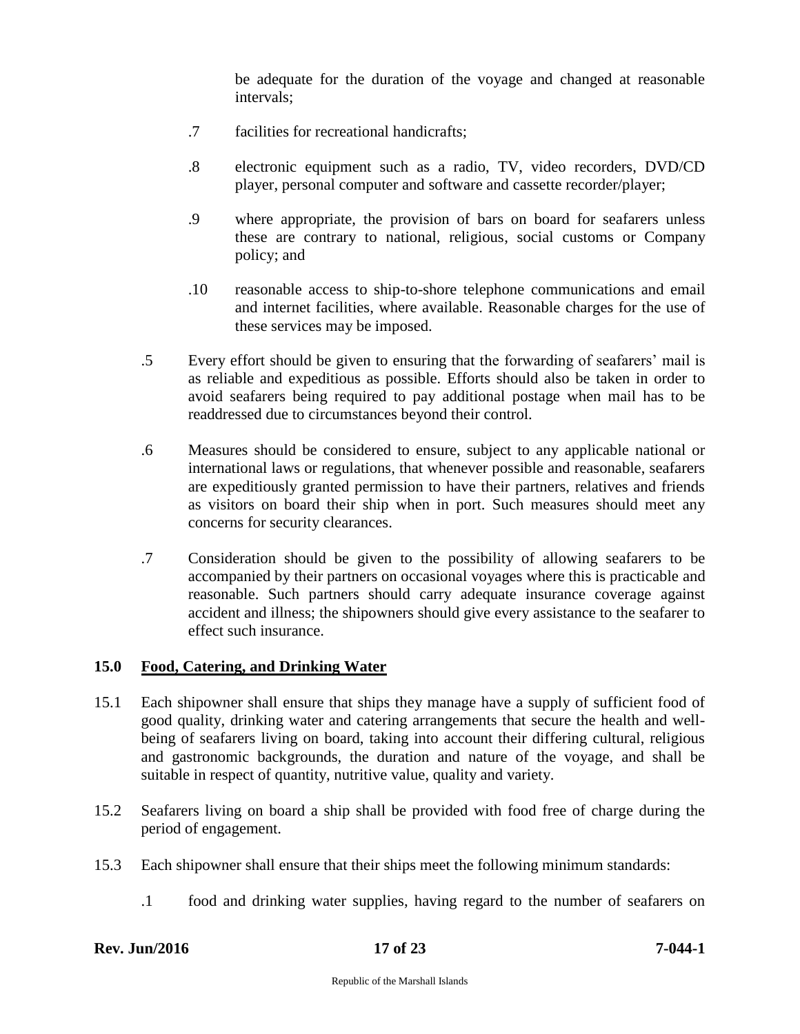be adequate for the duration of the voyage and changed at reasonable intervals;

.7 facilities for recreational handicrafts;

.8 electronic equipment such as a radio, TV, video recorders, DVD/CD player, personal computer and software and cassette recorder/player;

.9 where appropriate, the provision of bars on board for seafarers unless these are contrary to national, religious, social customs or Company policy; and

.10 reasonable access to ship-to-shore telephone communications and email and internet facilities, where available. Reasonable charges for the use of these services may be imposed.

.5 Every effort should be given to ensuring that the forwarding of seafarers' mail is as reliable and expeditious as possible. Efforts should also be taken in order to avoid seafarers being required to pay additional postage when mail has to be readdressed due to circumstances beyond their control.

.6 Measures should be considered to ensure, subject to any applicable national or international laws or regulations, that whenever possible and reasonable, seafarers are expeditiously granted permission to have their partners, relatives and friends as visitors on board their ship when in port. Such measures should meet any concerns for security clearances.

.7 Consideration should be given to the possibility of allowing seafarers to be accompanied by their partners on occasional voyages where this is practicable and reasonable. Such partners should carry adequate insurance coverage against accident and illness; the shipowners should give every assistance to the seafarer to effect such insurance.

## 15.0 Food, Catering, and Drinking Water

15.1 Each shipowner shall ensure that ships they manage have a supply of sufficient food of good quality, drinking water and catering arrangements that secure the health and well-being of seafarers living on board, taking into account their differing cultural, religious and gastronomic backgrounds, the duration and nature of the voyage, and shall be suitable in respect of quantity, nutritive value, quality and variety.

15.2 Seafarers living on board a ship shall be provided with food free of charge during the period of engagement.

15.3 Each shipowner shall ensure that their ships meet the following minimum standards:

.1 food and drinking water supplies, having regard to the number of seafarers on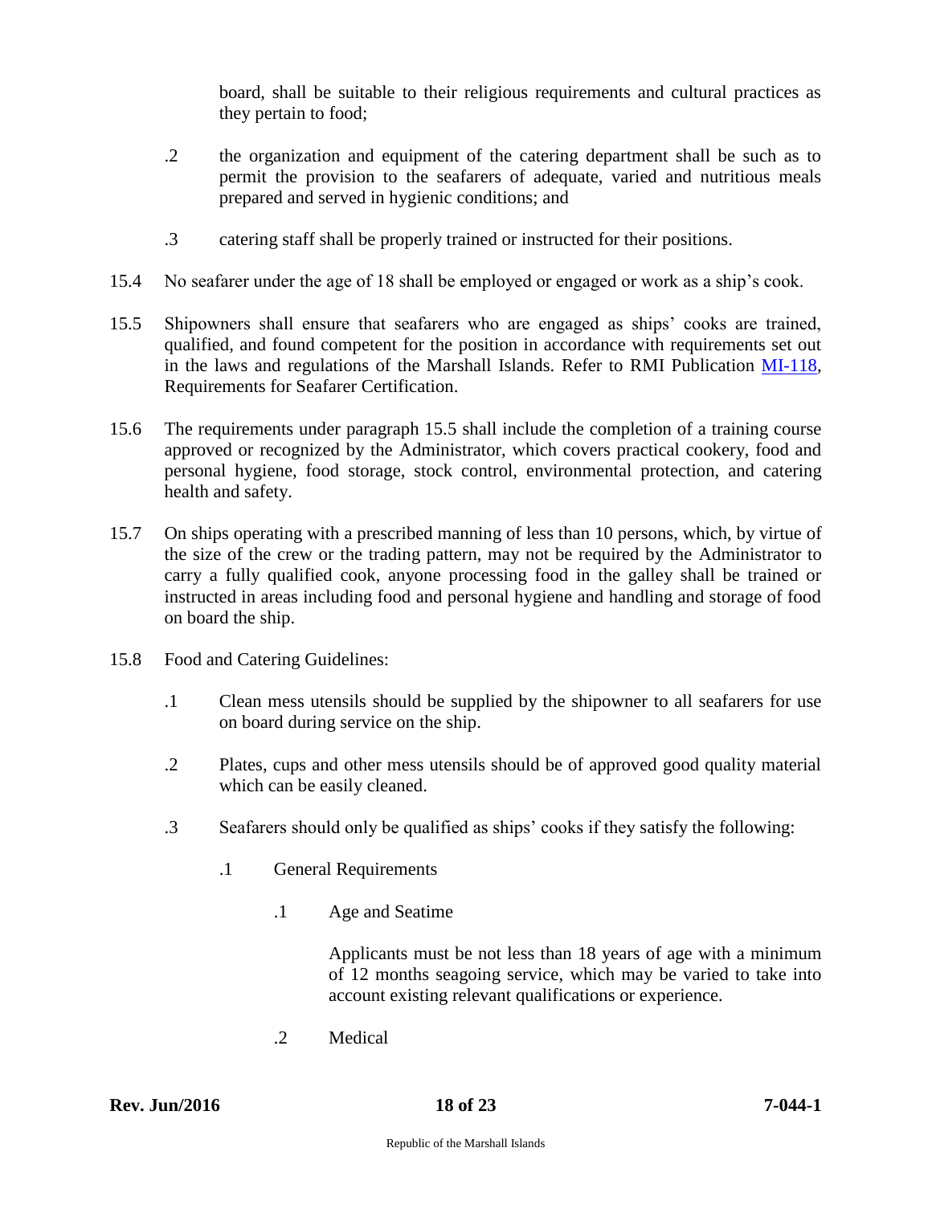board, shall be suitable to their religious requirements and cultural practices as they pertain to food;

.2 the organization and equipment of the catering department shall be such as to permit the provision to the seafarers of adequate, varied and nutritious meals prepared and served in hygienic conditions; and

.3 catering staff shall be properly trained or instructed for their positions.

15.4 No seafarer under the age of 18 shall be employed or engaged or work as a ship's cook.

15.5 Shipowners shall ensure that seafarers who are engaged as ships' cooks are trained, qualified, and found competent for the position in accordance with requirements set out in the laws and regulations of the Marshall Islands. Refer to RMI Publication MI-118, Requirements for Seafarer Certification.

15.6 The requirements under paragraph 15.5 shall include the completion of a training course approved or recognized by the Administrator, which covers practical cookery, food and personal hygiene, food storage, stock control, environmental protection, and catering health and safety.

15.7 On ships operating with a prescribed manning of less than 10 persons, which, by virtue of the size of the crew or the trading pattern, may not be required by the Administrator to carry a fully qualified cook, anyone processing food in the galley shall be trained or instructed in areas including food and personal hygiene and handling and storage of food on board the ship.

15.8 Food and Catering Guidelines:

.1 Clean mess utensils should be supplied by the shipowner to all seafarers for use on board during service on the ship.

.2 Plates, cups and other mess utensils should be of approved good quality material which can be easily cleaned.

.3 Seafarers should only be qualified as ships' cooks if they satisfy the following:

.1 General Requirements

.1 Age and Seatime

Applicants must be not less than 18 years of age with a minimum of 12 months seagoing service, which may be varied to take into account existing relevant qualifications or experience.

.2 Medical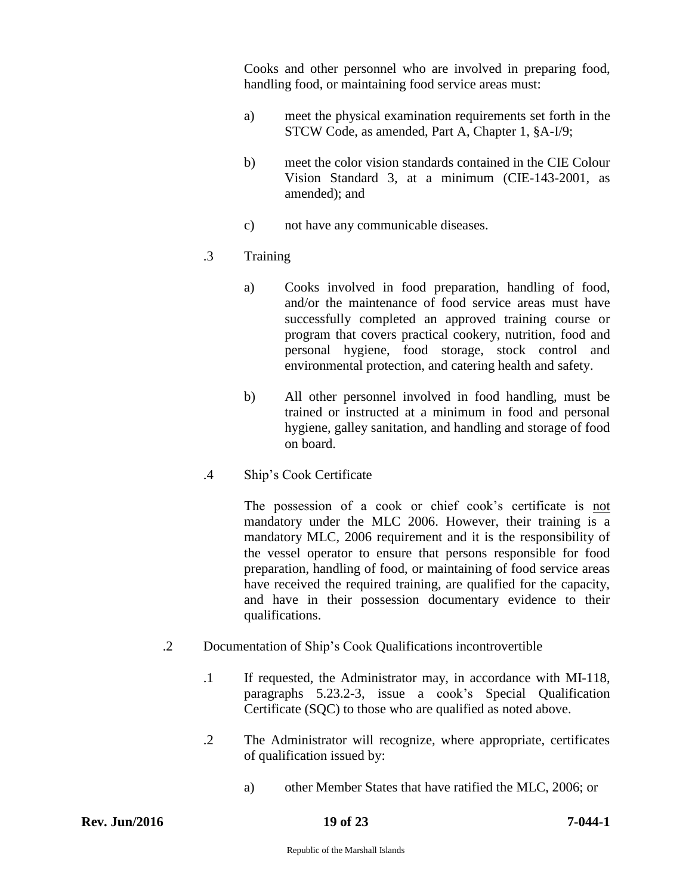Cooks and other personnel who are involved in preparing food, handling food, or maintaining food service areas must:

a) meet the physical examination requirements set forth in the STCW Code, as amended, Part A, Chapter 1, §A-I/9;

b) meet the color vision standards contained in the CIE Colour Vision Standard 3, at a minimum (CIE-143-2001, as amended); and

c) not have any communicable diseases.

.3 Training

a) Cooks involved in food preparation, handling of food, and/or the maintenance of food service areas must have successfully completed an approved training course or program that covers practical cookery, nutrition, food and personal hygiene, food storage, stock control and environmental protection, and catering health and safety.

b) All other personnel involved in food handling, must be trained or instructed at a minimum in food and personal hygiene, galley sanitation, and handling and storage of food on board.

.4 Ship's Cook Certificate

The possession of a cook or chief cook's certificate is <u>not</u> mandatory under the MLC 2006. However, their training is a mandatory MLC, 2006 requirement and it is the responsibility of the vessel operator to ensure that persons responsible for food preparation, handling of food, or maintaining of food service areas have received the required training, are qualified for the capacity, and have in their possession documentary evidence to their qualifications.

.2 Documentation of Ship's Cook Qualifications incontrovertible

.1 If requested, the Administrator may, in accordance with MI-118, paragraphs 5.23.2-3, issue a cook's Special Qualification Certificate (SQC) to those who are qualified as noted above.

.2 The Administrator will recognize, where appropriate, certificates of qualification issued by:

a) other Member States that have ratified the MLC, 2006; or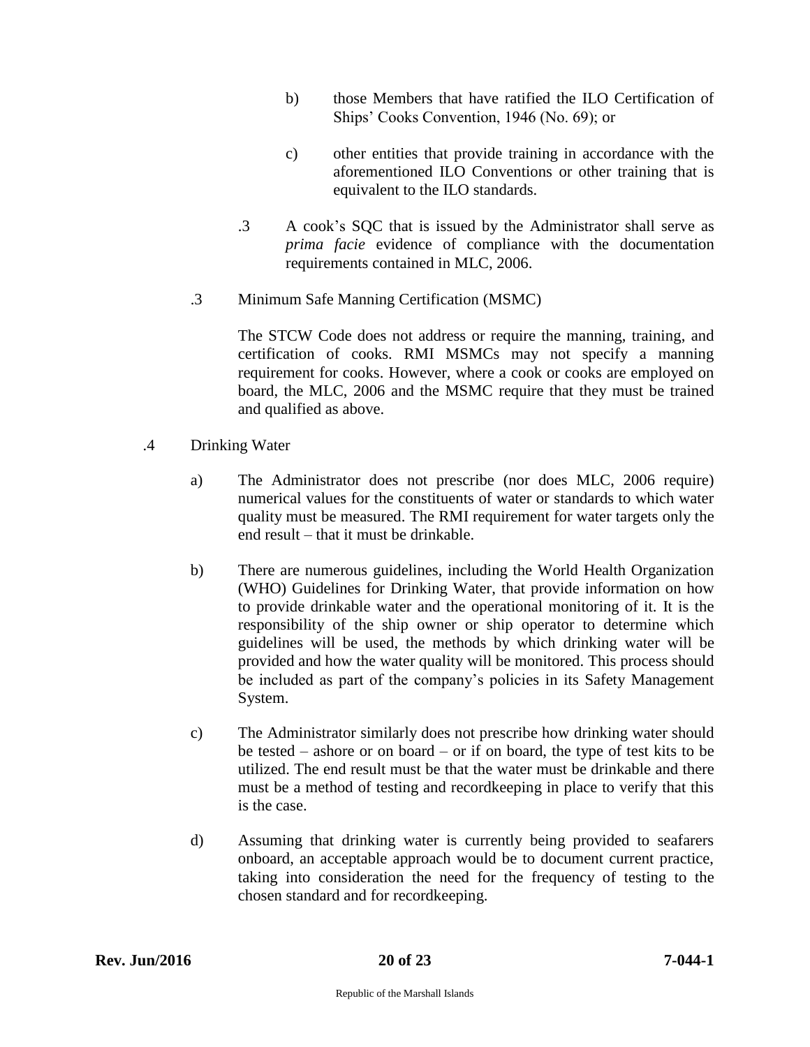b) those Members that have ratified the ILO Certification of Ships' Cooks Convention, 1946 (No. 69); or

c) other entities that provide training in accordance with the aforementioned ILO Conventions or other training that is equivalent to the ILO standards.

.3 A cook's SQC that is issued by the Administrator shall serve as *prima facie* evidence of compliance with the documentation requirements contained in MLC, 2006.

.3 Minimum Safe Manning Certification (MSMC)

The STCW Code does not address or require the manning, training, and certification of cooks. RMI MSMCs may not specify a manning requirement for cooks. However, where a cook or cooks are employed on board, the MLC, 2006 and the MSMC require that they must be trained and qualified as above.

.4 Drinking Water

a) The Administrator does not prescribe (nor does MLC, 2006 require) numerical values for the constituents of water or standards to which water quality must be measured. The RMI requirement for water targets only the end result – that it must be drinkable.

b) There are numerous guidelines, including the World Health Organization (WHO) Guidelines for Drinking Water, that provide information on how to provide drinkable water and the operational monitoring of it. It is the responsibility of the ship owner or ship operator to determine which guidelines will be used, the methods by which drinking water will be provided and how the water quality will be monitored. This process should be included as part of the company's policies in its Safety Management System.

c) The Administrator similarly does not prescribe how drinking water should be tested – ashore or on board – or if on board, the type of test kits to be utilized. The end result must be that the water must be drinkable and there must be a method of testing and recordkeeping in place to verify that this is the case.

d) Assuming that drinking water is currently being provided to seafarers onboard, an acceptable approach would be to document current practice, taking into consideration the need for the frequency of testing to the chosen standard and for recordkeeping.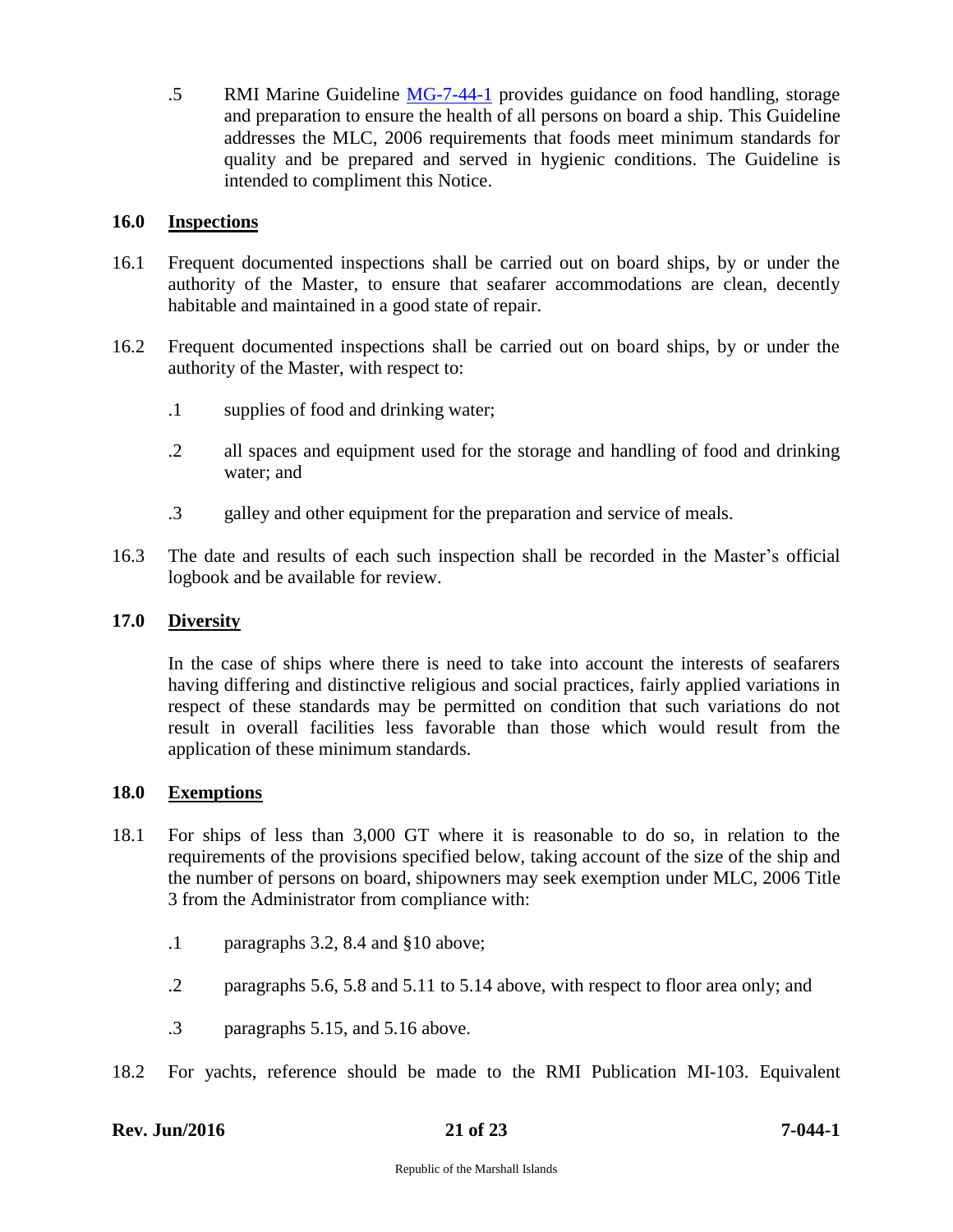.5 RMI Marine Guideline [MG-7-44-1](MG-7-44-1) provides guidance on food handling, storage and preparation to ensure the health of all persons on board a ship. This Guideline addresses the MLC, 2006 requirements that foods meet minimum standards for quality and be prepared and served in hygienic conditions. The Guideline is intended to compliment this Notice.

## 16.0 Inspections

16.1 Frequent documented inspections shall be carried out on board ships, by or under the authority of the Master, to ensure that seafarer accommodations are clean, decently habitable and maintained in a good state of repair.

16.2 Frequent documented inspections shall be carried out on board ships, by or under the authority of the Master, with respect to:

.1 supplies of food and drinking water;

.2 all spaces and equipment used for the storage and handling of food and drinking water; and

.3 galley and other equipment for the preparation and service of meals.

16.3 The date and results of each such inspection shall be recorded in the Master's official logbook and be available for review.

## 17.0 Diversity

In the case of ships where there is need to take into account the interests of seafarers having differing and distinctive religious and social practices, fairly applied variations in respect of these standards may be permitted on condition that such variations do not result in overall facilities less favorable than those which would result from the application of these minimum standards.

## 18.0 Exemptions

18.1 For ships of less than 3,000 GT where it is reasonable to do so, in relation to the requirements of the provisions specified below, taking account of the size of the ship and the number of persons on board, shipowners may seek exemption under MLC, 2006 Title 3 from the Administrator from compliance with:

.1 paragraphs 3.2, 8.4 and §10 above;

.2 paragraphs 5.6, 5.8 and 5.11 to 5.14 above, with respect to floor area only; and

.3 paragraphs 5.15, and 5.16 above.

18.2 For yachts, reference should be made to the RMI Publication MI-103. Equivalent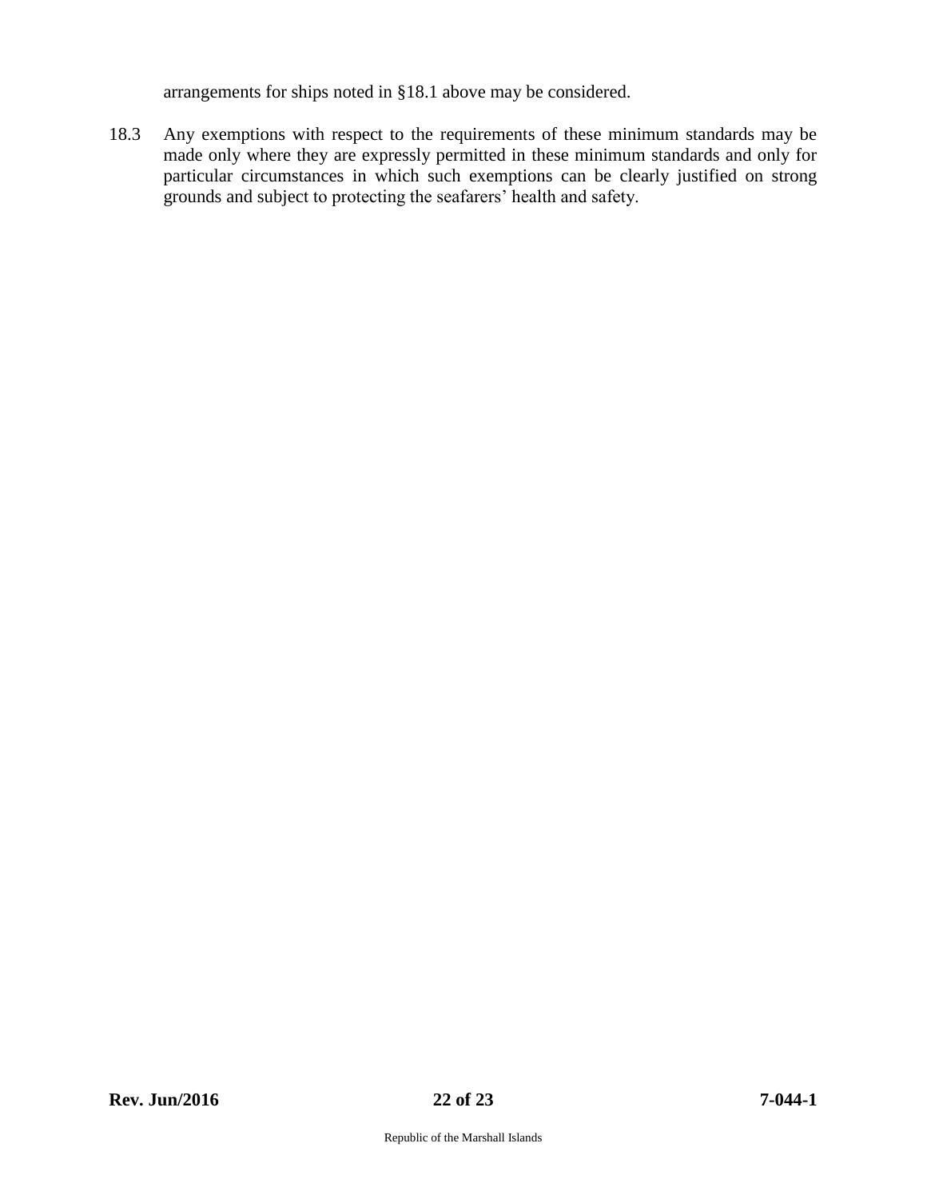arrangements for ships noted in §18.1 above may be considered.

18.3 Any exemptions with respect to the requirements of these minimum standards may be made only where they are expressly permitted in these minimum standards and only for particular circumstances in which such exemptions can be clearly justified on strong grounds and subject to protecting the seafarers' health and safety.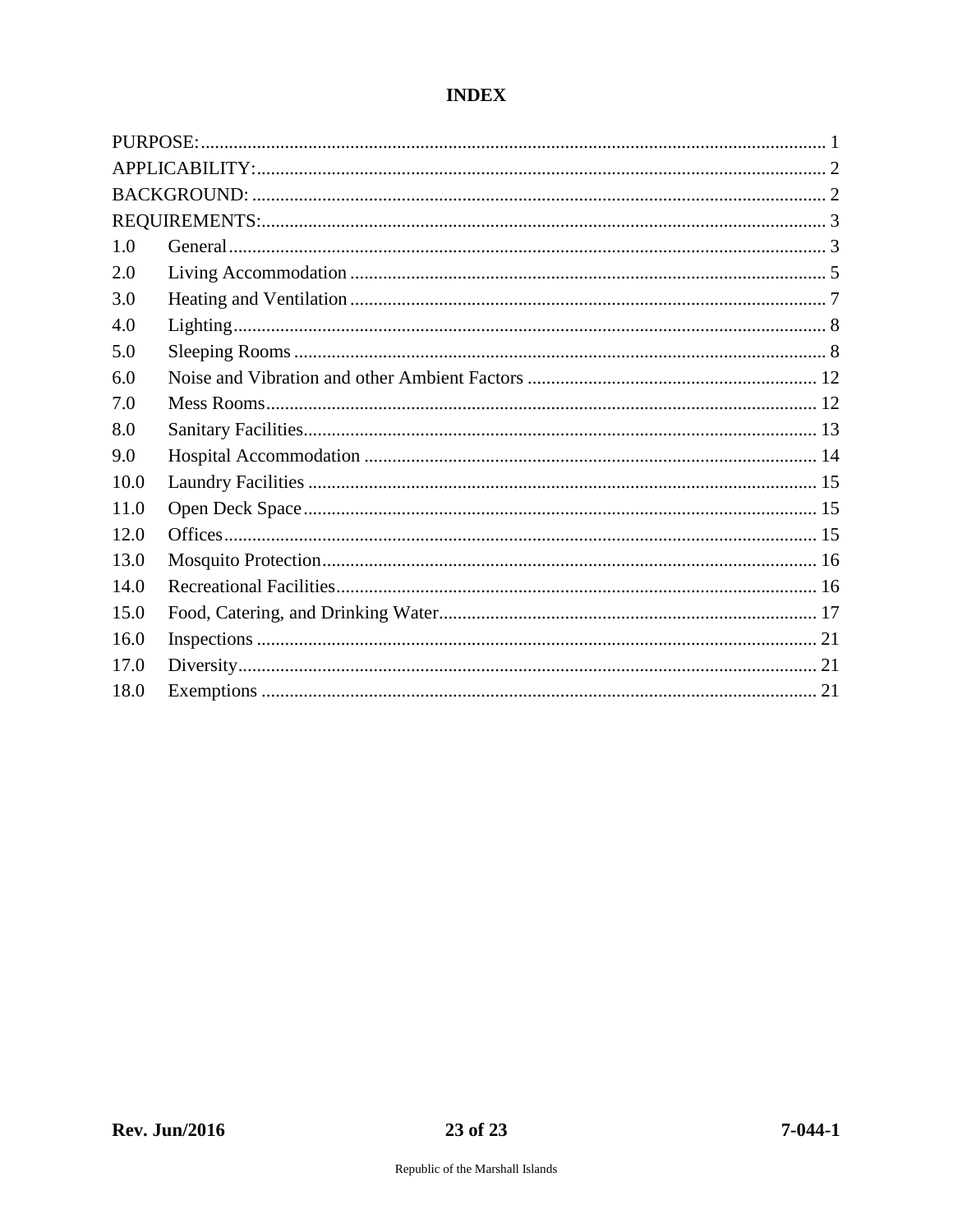# INDEX

| | | |
|---|---|---|
| PURPOSE: | | 1 |
| APPLICABILITY: | | 2 |
| BACKGROUND: | | 2 |
| REQUIREMENTS: | | 3 |
| 1.0 | General | 3 |
| 2.0 | Living Accommodation | 5 |
| 3.0 | Heating and Ventilation | 7 |
| 4.0 | Lighting | 8 |
| 5.0 | Sleeping Rooms | 8 |
| 6.0 | Noise and Vibration and other Ambient Factors | 12 |
| 7.0 | Mess Rooms | 12 |
| 8.0 | Sanitary Facilities | 13 |
| 9.0 | Hospital Accommodation | 14 |
| 10.0 | Laundry Facilities | 15 |
| 11.0 | Open Deck Space | 15 |
| 12.0 | Offices | 15 |
| 13.0 | Mosquito Protection | 16 |
| 14.0 | Recreational Facilities | 16 |
| 15.0 | Food, Catering, and Drinking Water | 17 |
| 16.0 | Inspections | 21 |
| 17.0 | Diversity | 21 |
| 18.0 | Exemptions | 21 |